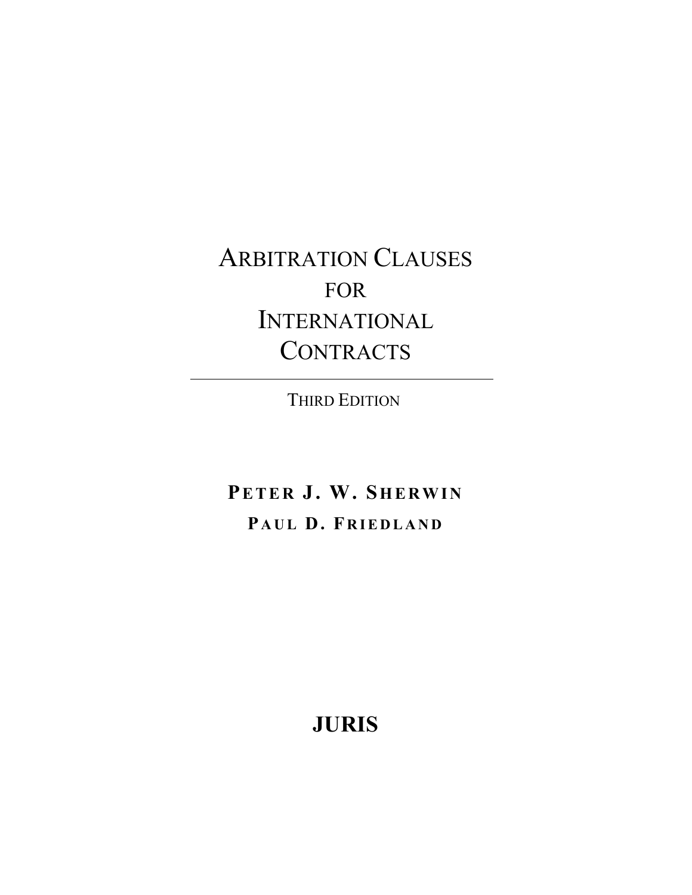# ARBITRATION CLAUSES FOR INTERNATIONAL CONTRACTS

THIRD EDITION

**PETER J. W. SHERWIN**

**PAUL D. FRIEDLAND**

**JURIS**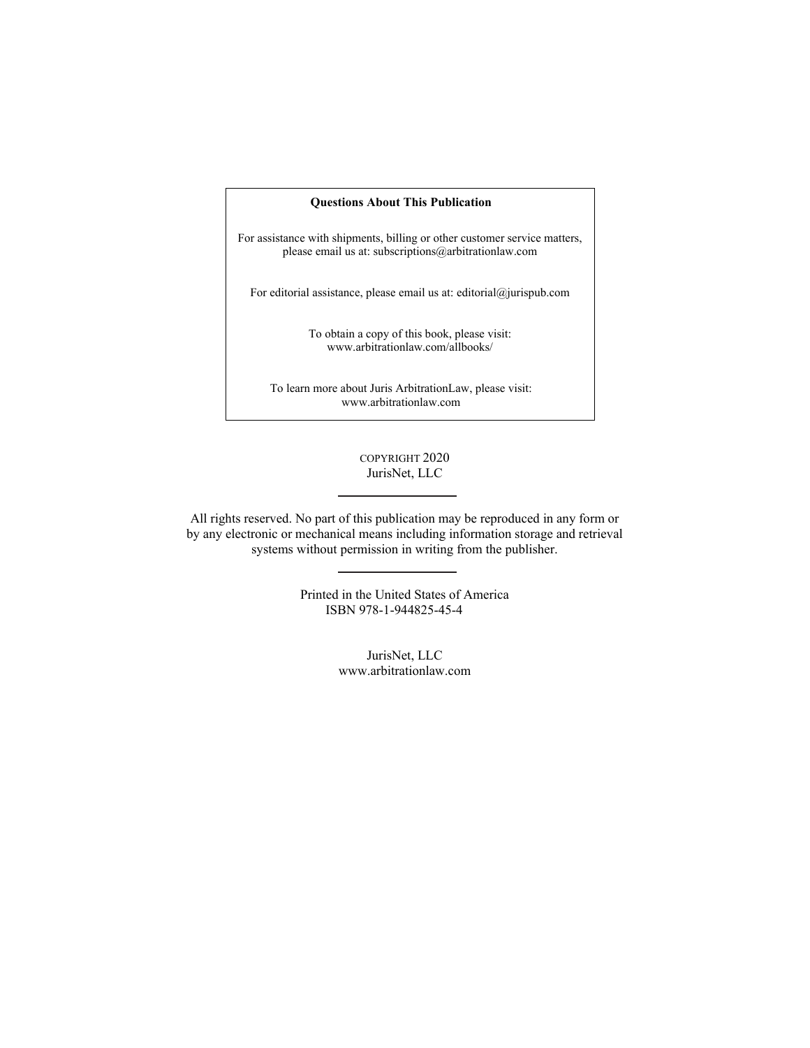**Questions About This Publication**

For assistance with shipments, billing or other customer service matters, please email us at: subscriptions@arbitrationlaw.com

For editorial assistance, please email us at: editorial@jurispub.com

To obtain a copy of this book, please visit: www.arbitrationlaw.com/allbooks/

To learn more about Juris ArbitrationLaw, please visit: www.arbitrationlaw.com

COPYRIGHT 2020
JurisNet, LLC

---

All rights reserved. No part of this publication may be reproduced in any form or by any electronic or mechanical means including information storage and retrieval systems without permission in writing from the publisher.

---

Printed in the United States of America
ISBN 978-1-944825-45-4

JurisNet, LLC
www.arbitrationlaw.com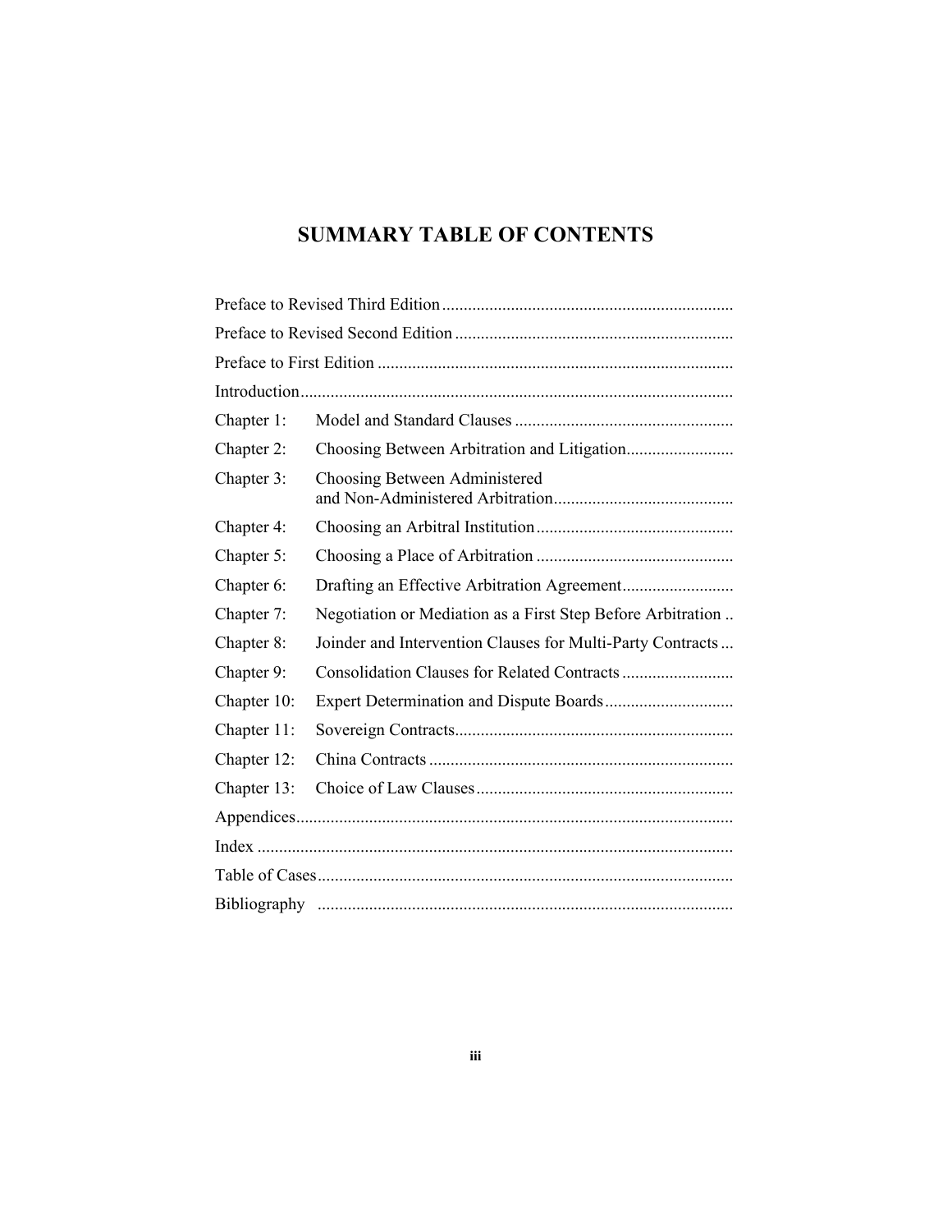# SUMMARY TABLE OF CONTENTS

Preface to Revised Third Edition

Preface to Revised Second Edition

Preface to First Edition

Introduction

Chapter 1: Model and Standard Clauses

Chapter 2: Choosing Between Arbitration and Litigation

Chapter 3: Choosing Between Administered and Non-Administered Arbitration

Chapter 4: Choosing an Arbitral Institution

Chapter 5: Choosing a Place of Arbitration

Chapter 6: Drafting an Effective Arbitration Agreement

Chapter 7: Negotiation or Mediation as a First Step Before Arbitration

Chapter 8: Joinder and Intervention Clauses for Multi-Party Contracts

Chapter 9: Consolidation Clauses for Related Contracts

Chapter 10: Expert Determination and Dispute Boards

Chapter 11: Sovereign Contracts

Chapter 12: China Contracts

Chapter 13: Choice of Law Clauses

Appendices

Index

Table of Cases

Bibliography